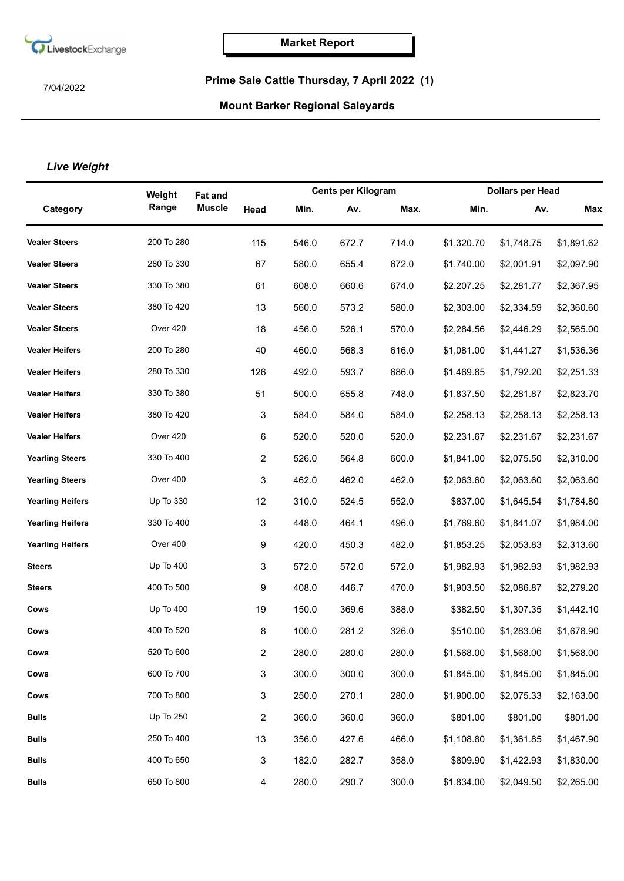LivestockExchange

**Market Report**

7/04/2022

## Prime Sale Cattle Thursday, 7 April 2022 (1)

## Mount Barker Regional Saleyards

### *Live Weight*

| Category | Weight Range | Fat and Muscle | Head | Cents per Kilogram | | | Dollars per Head | | |
|---|---|---|---|---|---|---|---|---|---|
| | | | | Min. | Av. | Max. | Min. | Av. | Max. |
| **Vealer Steers** | 200 To 280 | | 115 | 546.0 | 672.7 | 714.0 | $1,320.70 | $1,748.75 | $1,891.62 |
| **Vealer Steers** | 280 To 330 | | 67 | 580.0 | 655.4 | 672.0 | $1,740.00 | $2,001.91 | $2,097.90 |
| **Vealer Steers** | 330 To 380 | | 61 | 608.0 | 660.6 | 674.0 | $2,207.25 | $2,281.77 | $2,367.95 |
| **Vealer Steers** | 380 To 420 | | 13 | 560.0 | 573.2 | 580.0 | $2,303.00 | $2,334.59 | $2,360.60 |
| **Vealer Steers** | Over 420 | | 18 | 456.0 | 526.1 | 570.0 | $2,284.56 | $2,446.29 | $2,565.00 |
| **Vealer Heifers** | 200 To 280 | | 40 | 460.0 | 568.3 | 616.0 | $1,081.00 | $1,441.27 | $1,536.36 |
| **Vealer Heifers** | 280 To 330 | | 126 | 492.0 | 593.7 | 686.0 | $1,469.85 | $1,792.20 | $2,251.33 |
| **Vealer Heifers** | 330 To 380 | | 51 | 500.0 | 655.8 | 748.0 | $1,837.50 | $2,281.87 | $2,823.70 |
| **Vealer Heifers** | 380 To 420 | | 3 | 584.0 | 584.0 | 584.0 | $2,258.13 | $2,258.13 | $2,258.13 |
| **Vealer Heifers** | Over 420 | | 6 | 520.0 | 520.0 | 520.0 | $2,231.67 | $2,231.67 | $2,231.67 |
| **Yearling Steers** | 330 To 400 | | 2 | 526.0 | 564.8 | 600.0 | $1,841.00 | $2,075.50 | $2,310.00 |
| **Yearling Steers** | Over 400 | | 3 | 462.0 | 462.0 | 462.0 | $2,063.60 | $2,063.60 | $2,063.60 |
| **Yearling Heifers** | Up To 330 | | 12 | 310.0 | 524.5 | 552.0 | $837.00 | $1,645.54 | $1,784.80 |
| **Yearling Heifers** | 330 To 400 | | 3 | 448.0 | 464.1 | 496.0 | $1,769.60 | $1,841.07 | $1,984.00 |
| **Yearling Heifers** | Over 400 | | 9 | 420.0 | 450.3 | 482.0 | $1,853.25 | $2,053.83 | $2,313.60 |
| **Steers** | Up To 400 | | 3 | 572.0 | 572.0 | 572.0 | $1,982.93 | $1,982.93 | $1,982.93 |
| **Steers** | 400 To 500 | | 9 | 408.0 | 446.7 | 470.0 | $1,903.50 | $2,086.87 | $2,279.20 |
| **Cows** | Up To 400 | | 19 | 150.0 | 369.6 | 388.0 | $382.50 | $1,307.35 | $1,442.10 |
| **Cows** | 400 To 520 | | 8 | 100.0 | 281.2 | 326.0 | $510.00 | $1,283.06 | $1,678.90 |
| **Cows** | 520 To 600 | | 2 | 280.0 | 280.0 | 280.0 | $1,568.00 | $1,568.00 | $1,568.00 |
| **Cows** | 600 To 700 | | 3 | 300.0 | 300.0 | 300.0 | $1,845.00 | $1,845.00 | $1,845.00 |
| **Cows** | 700 To 800 | | 3 | 250.0 | 270.1 | 280.0 | $1,900.00 | $2,075.33 | $2,163.00 |
| **Bulls** | Up To 250 | | 2 | 360.0 | 360.0 | 360.0 | $801.00 | $801.00 | $801.00 |
| **Bulls** | 250 To 400 | | 13 | 356.0 | 427.6 | 466.0 | $1,108.80 | $1,361.85 | $1,467.90 |
| **Bulls** | 400 To 650 | | 3 | 182.0 | 282.7 | 358.0 | $809.90 | $1,422.93 | $1,830.00 |
| **Bulls** | 650 To 800 | | 4 | 280.0 | 290.7 | 300.0 | $1,834.00 | $2,049.50 | $2,265.00 |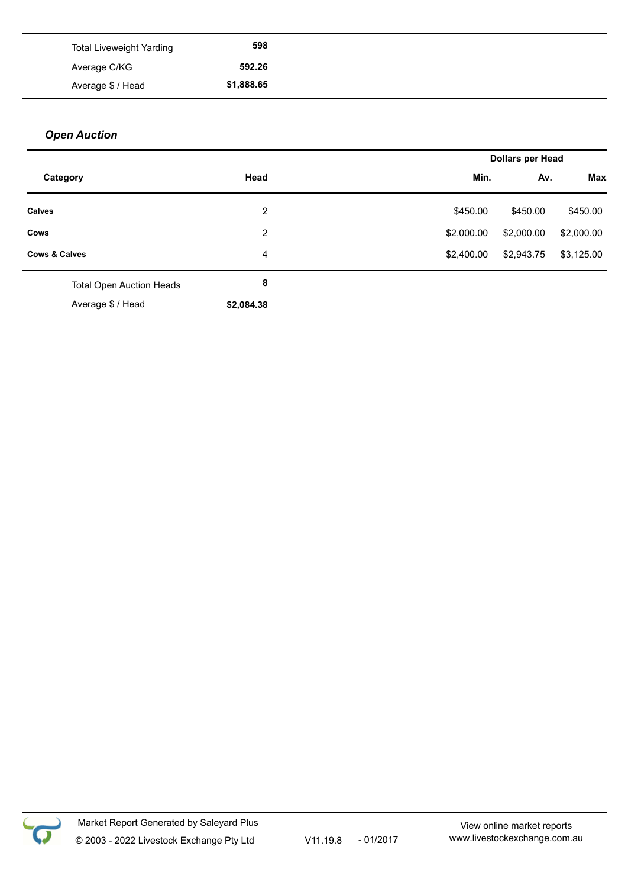| | |
|---|---|
| Total Liveweight Yarding | **598** |
| Average C/KG | **592.26** |
| Average $ / Head | **$1,888.65** |

## *Open Auction*

| Category | Head | Dollars per Head | | |
|---|---|---|---|---|
| | | Min. | Av. | Max. |
| **Calves** | 2 | $450.00 | $450.00 | $450.00 |
| **Cows** | 2 | $2,000.00 | $2,000.00 | $2,000.00 |
| **Cows & Calves** | 4 | $2,400.00 | $2,943.75 | $3,125.00 |

| | |
|---|---|
| Total Open Auction Heads | **8** |
| Average $ / Head | **$2,084.38** |

Market Report Generated by Saleyard Plus

© 2003 - 2022 Livestock Exchange Pty Ltd V11.19.8 - 01/2017

View online market reports
www.livestockexchange.com.au